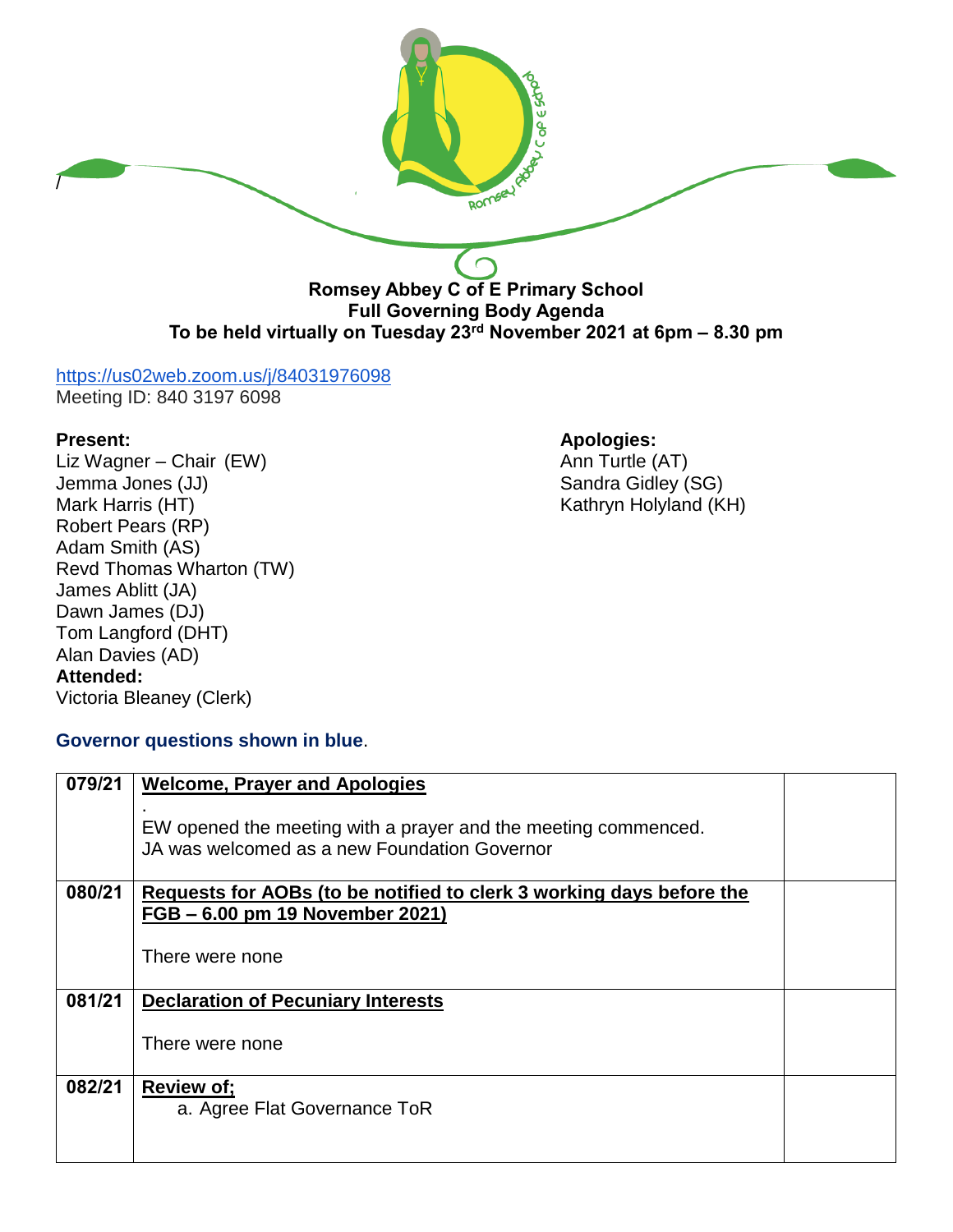**Romsey Abbey C of E Primary School**
**Full Governing Body Agenda**
**To be held virtually on Tuesday 23rd November 2021 at 6pm – 8.30 pm**

https://us02web.zoom.us/j/84031976098
Meeting ID: 840 3197 6098

**Present:**
Liz Wagner – Chair (EW)
Jemma Jones (JJ)
Mark Harris (HT)
Robert Pears (RP)
Adam Smith (AS)
Revd Thomas Wharton (TW)
James Ablitt (JA)
Dawn James (DJ)
Tom Langford (DHT)
Alan Davies (AD)

**Attended:**
Victoria Bleaney (Clerk)

**Apologies:**
Ann Turtle (AT)
Sandra Gidley (SG)
Kathryn Holyland (KH)

**Governor questions shown in blue.**

| | | |
|---|---|---|
| 079/21 | **Welcome, Prayer and Apologies**<br>.<br>EW opened the meeting with a prayer and the meeting commenced.<br>JA was welcomed as a new Foundation Governor | |
| 080/21 | **Requests for AOBs (to be notified to clerk 3 working days before the FGB – 6.00 pm 19 November 2021)**<br><br>There were none | |
| 081/21 | **Declaration of Pecuniary Interests**<br><br>There were none | |
| 082/21 | **Review of;**<br>a. Agree Flat Governance ToR | |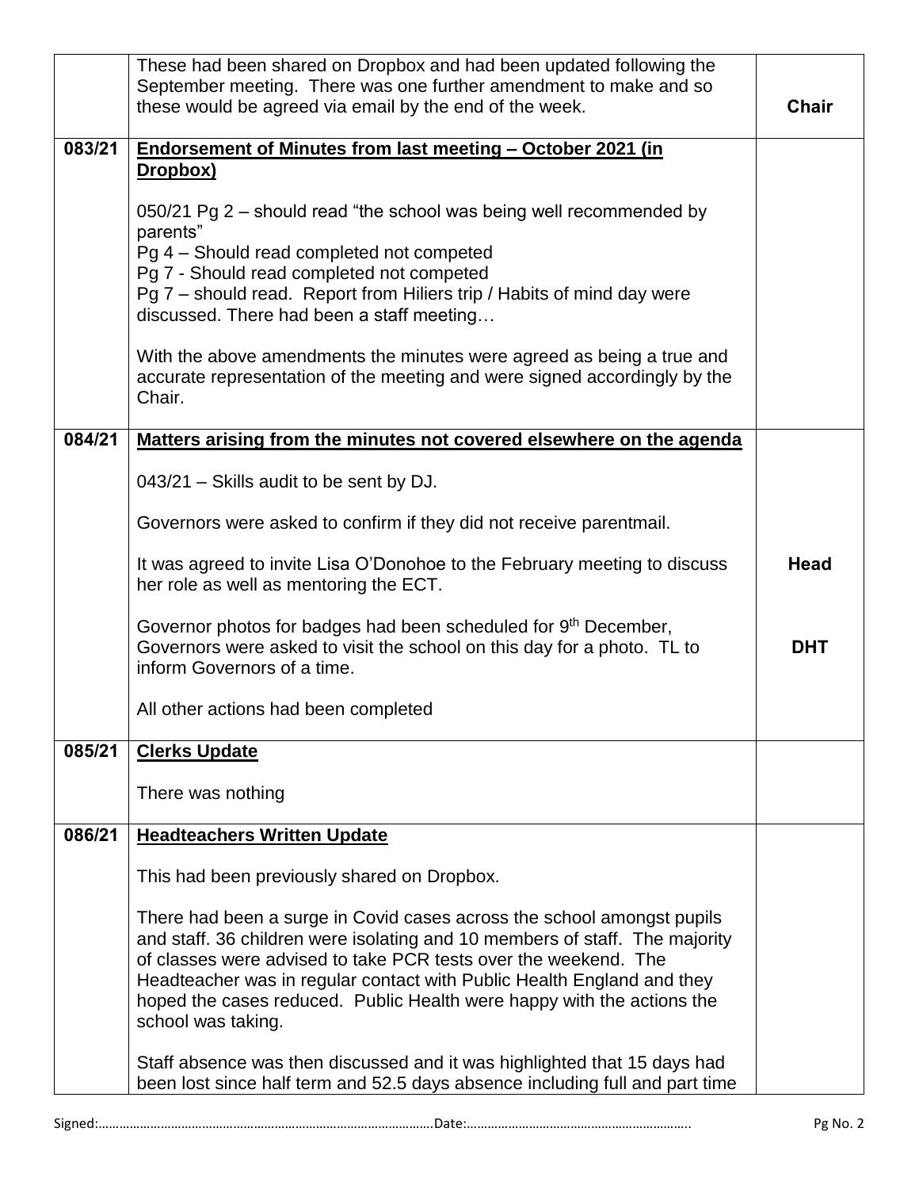| | | |
|---|---|---|
| | These had been shared on Dropbox and had been updated following the September meeting. There was one further amendment to make and so these would be agreed via email by the end of the week. | **Chair** |
| **083/21** | **Endorsement of Minutes from last meeting – October 2021 (in Dropbox)**<br><br>050/21 Pg 2 – should read "the school was being well recommended by parents"<br>Pg 4 – Should read completed not competed<br>Pg 7 - Should read completed not competed<br>Pg 7 – should read. Report from Hiliers trip / Habits of mind day were discussed. There had been a staff meeting…<br><br>With the above amendments the minutes were agreed as being a true and accurate representation of the meeting and were signed accordingly by the Chair. | |
| **084/21** | **Matters arising from the minutes not covered elsewhere on the agenda**<br><br>043/21 – Skills audit to be sent by DJ.<br><br>Governors were asked to confirm if they did not receive parentmail.<br><br>It was agreed to invite Lisa O'Donohoe to the February meeting to discuss her role as well as mentoring the ECT.<br><br>Governor photos for badges had been scheduled for 9th December, Governors were asked to visit the school on this day for a photo. TL to inform Governors of a time.<br><br>All other actions had been completed | **Head**<br><br>**DHT** |
| **085/21** | **Clerks Update**<br><br>There was nothing | |
| **086/21** | **Headteachers Written Update**<br><br>This had been previously shared on Dropbox.<br><br>There had been a surge in Covid cases across the school amongst pupils and staff. 36 children were isolating and 10 members of staff. The majority of classes were advised to take PCR tests over the weekend. The Headteacher was in regular contact with Public Health England and they hoped the cases reduced. Public Health were happy with the actions the school was taking.<br><br>Staff absence was then discussed and it was highlighted that 15 days had been lost since half term and 52.5 days absence including full and part time | |

Signed:……………………………………………………………………………………Date:………………………………………………………..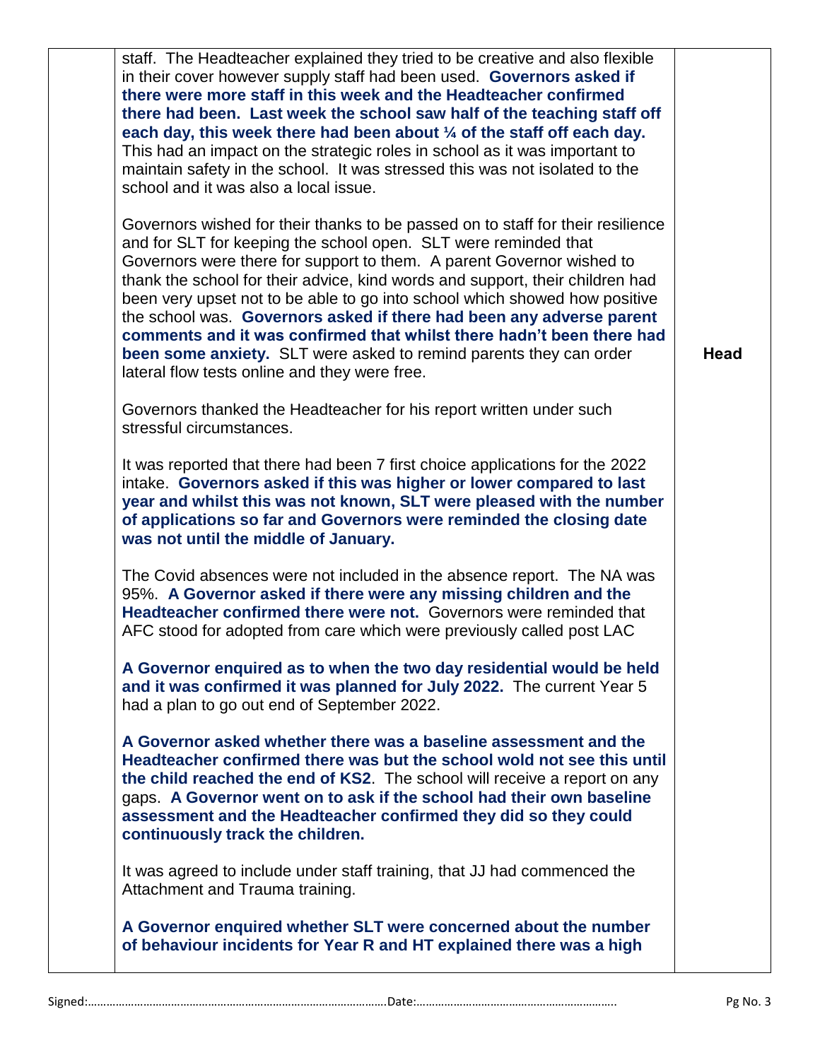| | | |
|---|---|---|
| | staff. The Headteacher explained they tried to be creative and also flexible in their cover however supply staff had been used. **Governors asked if there were more staff in this week and the Headteacher confirmed there had been. Last week the school saw half of the teaching staff off each day, this week there had been about ¼ of the staff off each day.** This had an impact on the strategic roles in school as it was important to maintain safety in the school. It was stressed this was not isolated to the school and it was also a local issue.<br><br>Governors wished for their thanks to be passed on to staff for their resilience and for SLT for keeping the school open. SLT were reminded that Governors were there for support to them. A parent Governor wished to thank the school for their advice, kind words and support, their children had been very upset not to be able to go into school which showed how positive the school was. **Governors asked if there had been any adverse parent comments and it was confirmed that whilst there hadn't been there had been some anxiety.** SLT were asked to remind parents they can order lateral flow tests online and they were free.<br><br>Governors thanked the Headteacher for his report written under such stressful circumstances.<br><br>It was reported that there had been 7 first choice applications for the 2022 intake. **Governors asked if this was higher or lower compared to last year and whilst this was not known, SLT were pleased with the number of applications so far and Governors were reminded the closing date was not until the middle of January.**<br><br>The Covid absences were not included in the absence report. The NA was 95%. **A Governor asked if there were any missing children and the Headteacher confirmed there were not.** Governors were reminded that AFC stood for adopted from care which were previously called post LAC<br><br>**A Governor enquired as to when the two day residential would be held and it was confirmed it was planned for July 2022.** The current Year 5 had a plan to go out end of September 2022.<br><br>**A Governor asked whether there was a baseline assessment and the Headteacher confirmed there was but the school wold not see this until the child reached the end of KS2**. The school will receive a report on any gaps. **A Governor went on to ask if the school had their own baseline assessment and the Headteacher confirmed they did so they could continuously track the children.**<br><br>It was agreed to include under staff training, that JJ had commenced the Attachment and Trauma training.<br><br>**A Governor enquired whether SLT were concerned about the number of behaviour incidents for Year R and HT explained there was a high** | **Head** |

Signed:………………………………………………………………………………….Date:………………………………………………………..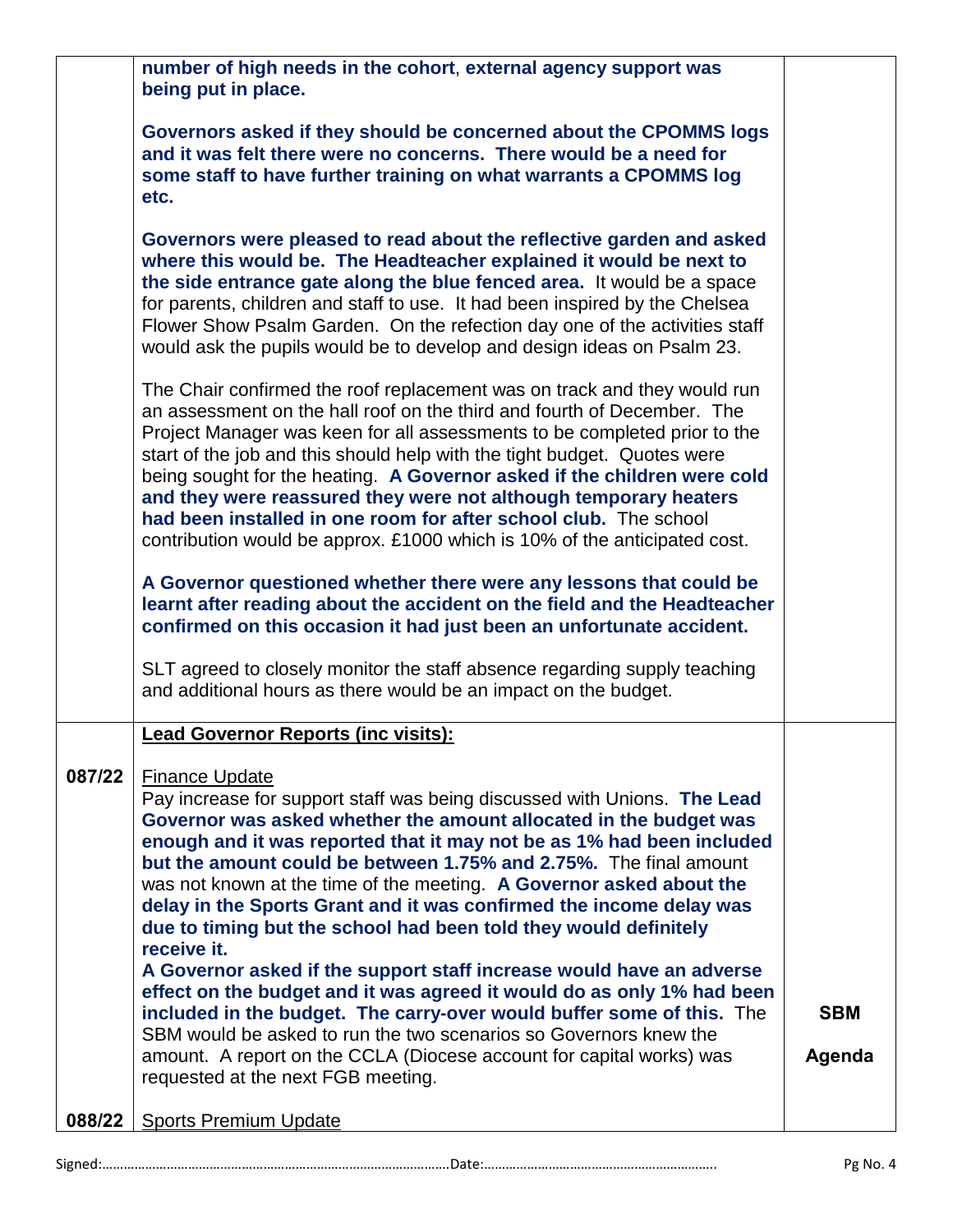| | | |
|---|---|---|
| | **number of high needs in the cohort**, **external agency support was being put in place.**<br><br>**Governors asked if they should be concerned about the CPOMMS logs and it was felt there were no concerns. There would be a need for some staff to have further training on what warrants a CPOMMS log etc.**<br><br>**Governors were pleased to read about the reflective garden and asked where this would be. The Headteacher explained it would be next to the side entrance gate along the blue fenced area.** It would be a space for parents, children and staff to use. It had been inspired by the Chelsea Flower Show Psalm Garden. On the refection day one of the activities staff would ask the pupils would be to develop and design ideas on Psalm 23.<br><br>The Chair confirmed the roof replacement was on track and they would run an assessment on the hall roof on the third and fourth of December. The Project Manager was keen for all assessments to be completed prior to the start of the job and this should help with the tight budget. Quotes were being sought for the heating. **A Governor asked if the children were cold and they were reassured they were not although temporary heaters had been installed in one room for after school club.** The school contribution would be approx. £1000 which is 10% of the anticipated cost.<br><br>**A Governor questioned whether there were any lessons that could be learnt after reading about the accident on the field and the Headteacher confirmed on this occasion it had just been an unfortunate accident.**<br><br>SLT agreed to closely monitor the staff absence regarding supply teaching and additional hours as there would be an impact on the budget. | |
| | **Lead Governor Reports (inc visits):** | |
| **087/22** | Finance Update<br>Pay increase for support staff was being discussed with Unions. **The Lead Governor was asked whether the amount allocated in the budget was enough and it was reported that it may not be as 1% had been included but the amount could be between 1.75% and 2.75%.** The final amount was not known at the time of the meeting. **A Governor asked about the delay in the Sports Grant and it was confirmed the income delay was due to timing but the school had been told they would definitely receive it.**<br>**A Governor asked if the support staff increase would have an adverse effect on the budget and it was agreed it would do as only 1% had been included in the budget. The carry-over would buffer some of this.** The SBM would be asked to run the two scenarios so Governors knew the amount. A report on the CCLA (Diocese account for capital works) was requested at the next FGB meeting. | **SBM**<br><br>**Agenda** |
| **088/22** | Sports Premium Update | |

Signed:……………………………………………………………………………………Date:………………………………………………………..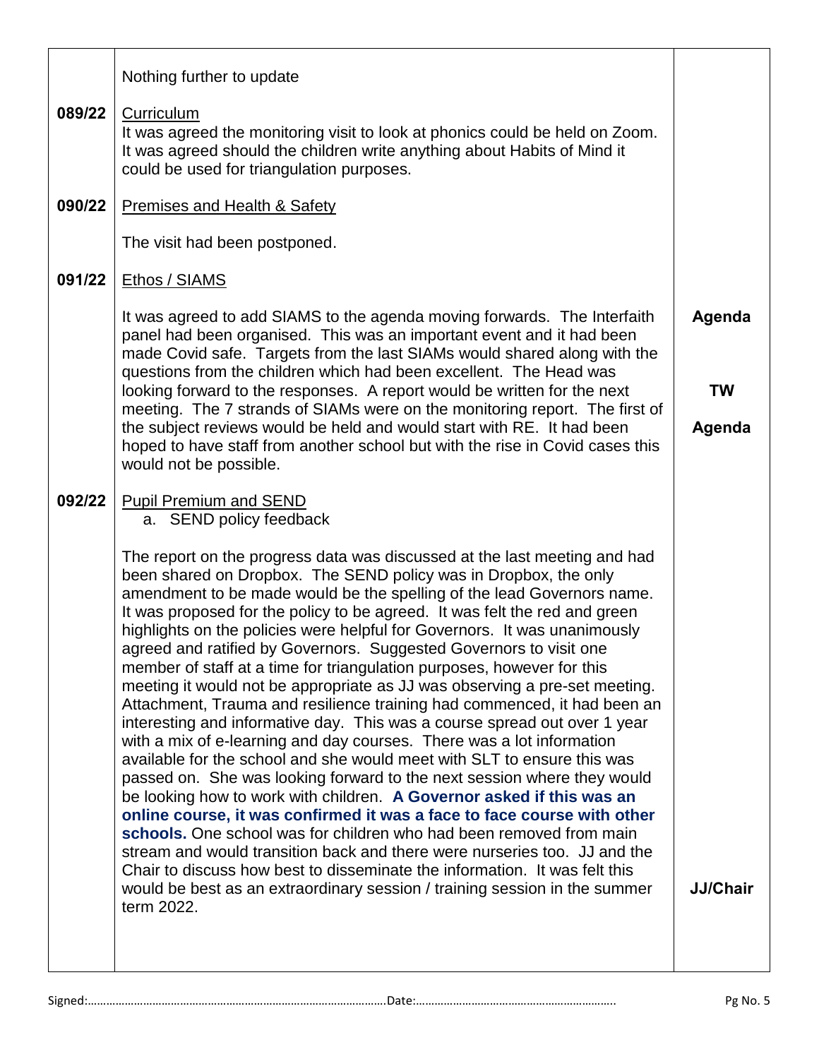| | | |
|---|---|---|
| | Nothing further to update | |
| **089/22** | Curriculum<br>It was agreed the monitoring visit to look at phonics could be held on Zoom. It was agreed should the children write anything about Habits of Mind it could be used for triangulation purposes. | |
| **090/22** | Premises and Health & Safety<br><br>The visit had been postponed. | |
| **091/22** | Ethos / SIAMS<br><br>It was agreed to add SIAMS to the agenda moving forwards. The Interfaith panel had been organised. This was an important event and it had been made Covid safe. Targets from the last SIAMs would shared along with the questions from the children which had been excellent. The Head was looking forward to the responses. A report would be written for the next meeting. The 7 strands of SIAMs were on the monitoring report. The first of the subject reviews would be held and would start with RE. It had been hoped to have staff from another school but with the rise in Covid cases this would not be possible. | **Agenda**<br><br>**TW**<br><br>**Agenda** |
| **092/22** | Pupil Premium and SEND<br>a. SEND policy feedback<br><br>The report on the progress data was discussed at the last meeting and had been shared on Dropbox. The SEND policy was in Dropbox, the only amendment to be made would be the spelling of the lead Governors name. It was proposed for the policy to be agreed. It was felt the red and green highlights on the policies were helpful for Governors. It was unanimously agreed and ratified by Governors. Suggested Governors to visit one member of staff at a time for triangulation purposes, however for this meeting it would not be appropriate as JJ was observing a pre-set meeting. Attachment, Trauma and resilience training had commenced, it had been an interesting and informative day. This was a course spread out over 1 year with a mix of e-learning and day courses. There was a lot information available for the school and she would meet with SLT to ensure this was passed on. She was looking forward to the next session where they would be looking how to work with children. **A Governor asked if this was an online course, it was confirmed it was a face to face course with other schools.** One school was for children who had been removed from main stream and would transition back and there were nurseries too. JJ and the Chair to discuss how best to disseminate the information. It was felt this would be best as an extraordinary session / training session in the summer term 2022. | **JJ/Chair** |

Signed:…………………………………………………………………………………….Date:………………………………………………………..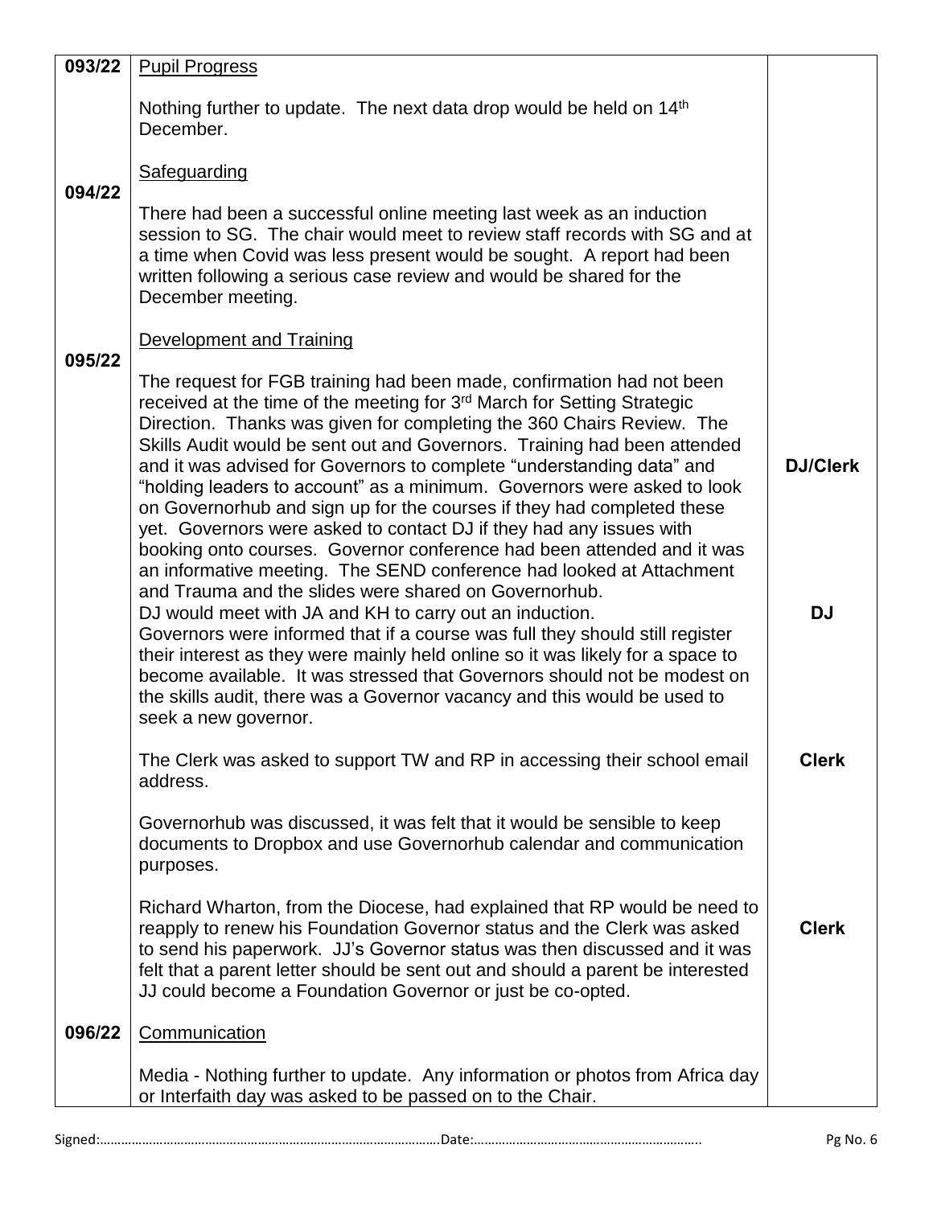| | | |
|---|---|---|
| **093/22** | Pupil Progress<br><br>Nothing further to update. The next data drop would be held on 14th December. | |
| **094/22** | Safeguarding<br><br>There had been a successful online meeting last week as an induction session to SG. The chair would meet to review staff records with SG and at a time when Covid was less present would be sought. A report had been written following a serious case review and would be shared for the December meeting. | |
| **095/22** | Development and Training<br><br>The request for FGB training had been made, confirmation had not been received at the time of the meeting for 3rd March for Setting Strategic Direction. Thanks was given for completing the 360 Chairs Review. The Skills Audit would be sent out and Governors. Training had been attended and it was advised for Governors to complete "understanding data" and "holding leaders to account" as a minimum. Governors were asked to look on Governorhub and sign up for the courses if they had completed these yet. Governors were asked to contact DJ if they had any issues with booking onto courses. Governor conference had been attended and it was an informative meeting. The SEND conference had looked at Attachment and Trauma and the slides were shared on Governorhub. | **DJ/Clerk** |
| | DJ would meet with JA and KH to carry out an induction.<br>Governors were informed that if a course was full they should still register their interest as they were mainly held online so it was likely for a space to become available. It was stressed that Governors should not be modest on the skills audit, there was a Governor vacancy and this would be used to seek a new governor. | **DJ** |
| | The Clerk was asked to support TW and RP in accessing their school email address. | **Clerk** |
| | Governorhub was discussed, it was felt that it would be sensible to keep documents to Dropbox and use Governorhub calendar and communication purposes. | |
| | Richard Wharton, from the Diocese, had explained that RP would be need to reapply to renew his Foundation Governor status and the Clerk was asked to send his paperwork. JJ's Governor status was then discussed and it was felt that a parent letter should be sent out and should a parent be interested JJ could become a Foundation Governor or just be co-opted. | **Clerk** |
| **096/22** | Communication<br><br>Media - Nothing further to update. Any information or photos from Africa day or Interfaith day was asked to be passed on to the Chair. | |

Signed:……………………………………………………………………………………Date:………………………………………………………..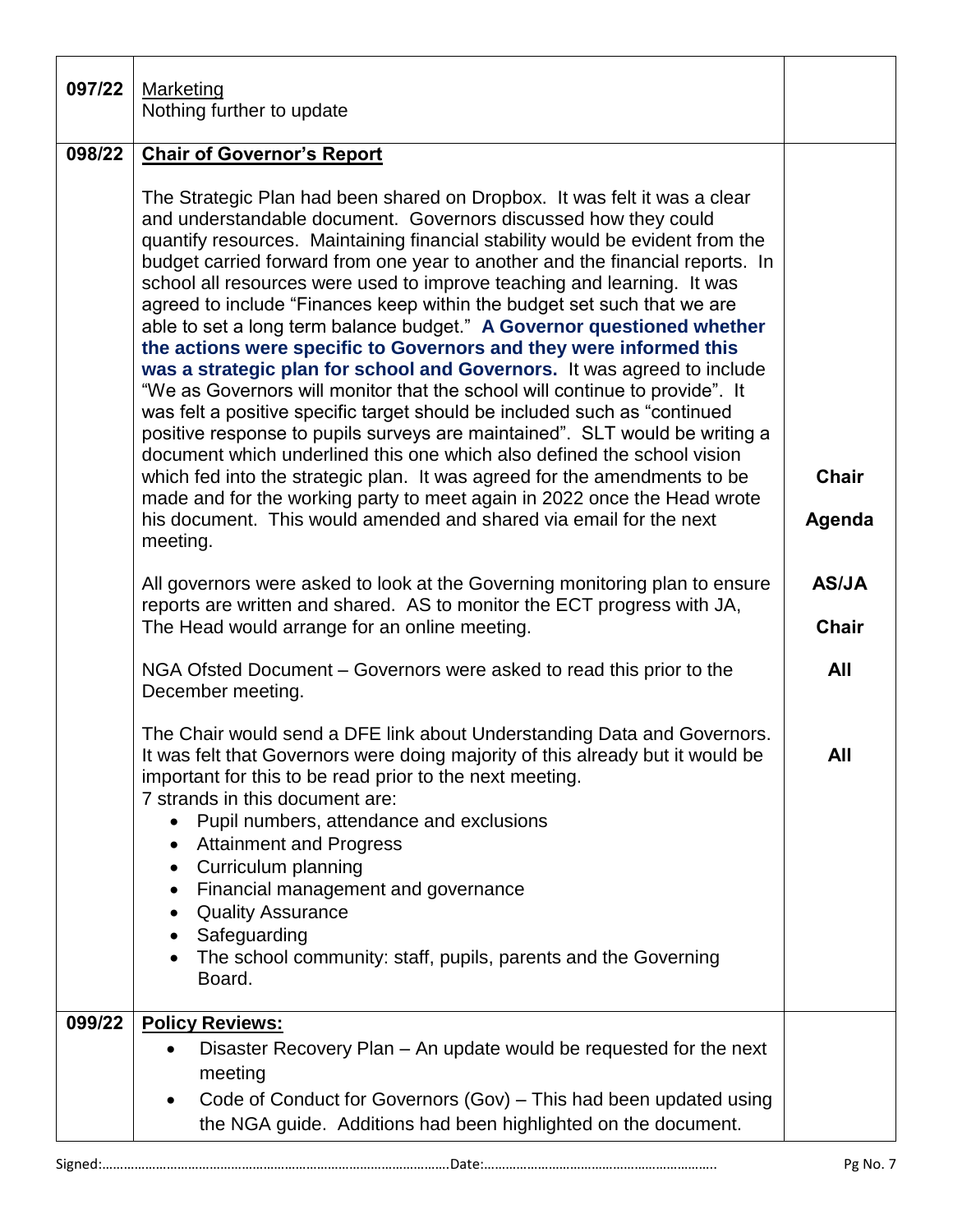| | | |
|---|---|---|
| 097/22 | Marketing<br>Nothing further to update | |
| 098/22 | **Chair of Governor's Report**<br><br>The Strategic Plan had been shared on Dropbox. It was felt it was a clear and understandable document. Governors discussed how they could quantify resources. Maintaining financial stability would be evident from the budget carried forward from one year to another and the financial reports. In school all resources were used to improve teaching and learning. It was agreed to include "Finances keep within the budget set such that we are able to set a long term balance budget." **A Governor questioned whether the actions were specific to Governors and they were informed this was a strategic plan for school and Governors.** It was agreed to include "We as Governors will monitor that the school will continue to provide". It was felt a positive specific target should be included such as "continued positive response to pupils surveys are maintained". SLT would be writing a document which underlined this one which also defined the school vision which fed into the strategic plan. It was agreed for the amendments to be made and for the working party to meet again in 2022 once the Head wrote his document. This would amended and shared via email for the next meeting.<br><br>All governors were asked to look at the Governing monitoring plan to ensure reports are written and shared. AS to monitor the ECT progress with JA, The Head would arrange for an online meeting.<br><br>NGA Ofsted Document – Governors were asked to read this prior to the December meeting.<br><br>The Chair would send a DFE link about Understanding Data and Governors. It was felt that Governors were doing majority of this already but it would be important for this to be read prior to the next meeting.<br>7 strands in this document are:<br>• Pupil numbers, attendance and exclusions<br>• Attainment and Progress<br>• Curriculum planning<br>• Financial management and governance<br>• Quality Assurance<br>• Safeguarding<br>• The school community: staff, pupils, parents and the Governing Board. | **Chair**<br><br>**Agenda**<br><br>**AS/JA**<br><br>**Chair**<br><br>**All**<br><br>**All** |
| 099/22 | **Policy Reviews:**<br>• Disaster Recovery Plan – An update would be requested for the next meeting<br>• Code of Conduct for Governors (Gov) – This had been updated using the NGA guide. Additions had been highlighted on the document. | |

Signed:……………………………………………………………………………………Date:………………………………………………………..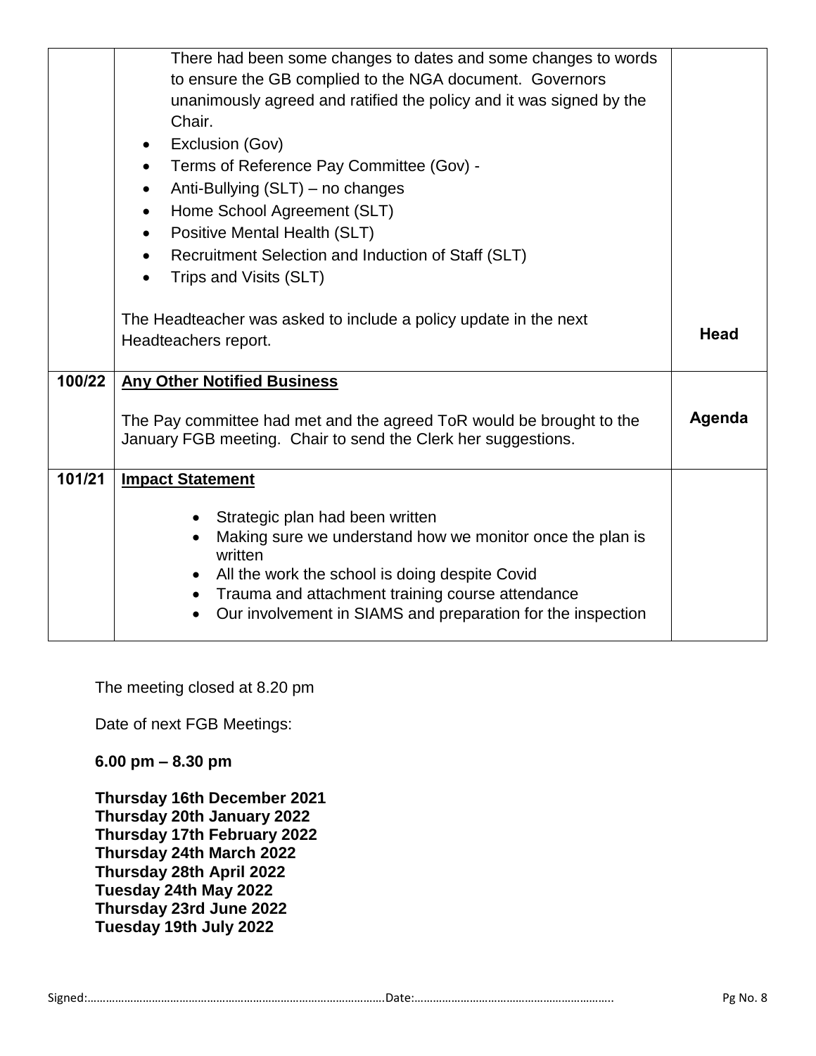| | | |
|---|---|---|
| | There had been some changes to dates and some changes to words to ensure the GB complied to the NGA document. Governors unanimously agreed and ratified the policy and it was signed by the Chair.<br>• Exclusion (Gov)<br>• Terms of Reference Pay Committee (Gov) -<br>• Anti-Bullying (SLT) – no changes<br>• Home School Agreement (SLT)<br>• Positive Mental Health (SLT)<br>• Recruitment Selection and Induction of Staff (SLT)<br>• Trips and Visits (SLT)<br><br>The Headteacher was asked to include a policy update in the next Headteachers report. | **Head** |
| **100/22** | **Any Other Notified Business**<br><br>The Pay committee had met and the agreed ToR would be brought to the January FGB meeting. Chair to send the Clerk her suggestions. | **Agenda** |
| **101/21** | **Impact Statement**<br><br>• Strategic plan had been written<br>• Making sure we understand how we monitor once the plan is written<br>• All the work the school is doing despite Covid<br>• Trauma and attachment training course attendance<br>• Our involvement in SIAMS and preparation for the inspection | |

The meeting closed at 8.20 pm

Date of next FGB Meetings:

**6.00 pm – 8.30 pm**

**Thursday 16th December 2021**
**Thursday 20th January 2022**
**Thursday 17th February 2022**
**Thursday 24th March 2022**
**Thursday 28th April 2022**
**Tuesday 24th May 2022**
**Thursday 23rd June 2022**
**Tuesday 19th July 2022**

Signed:……………………………………………………………………………………Date:………………………………………………………..